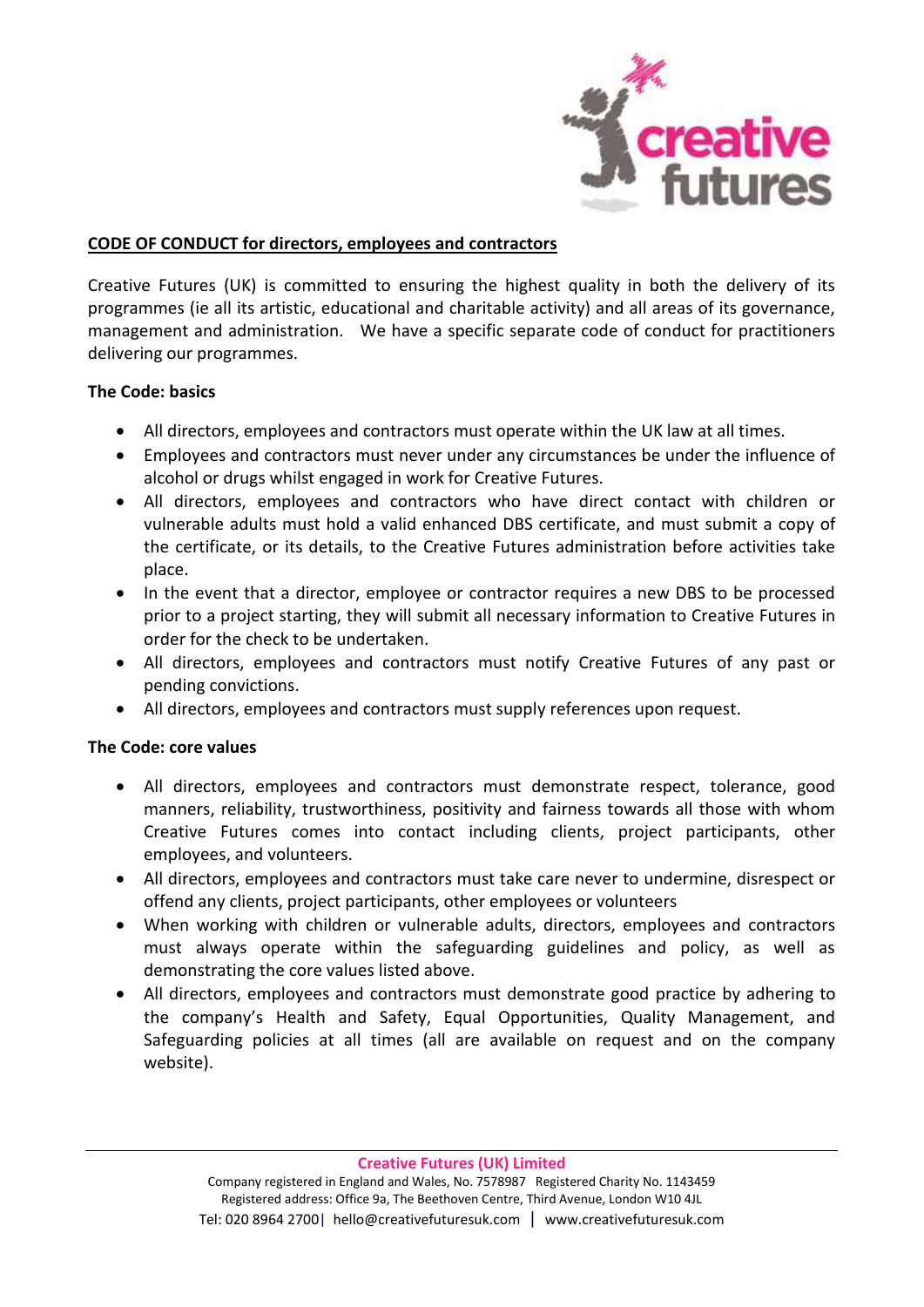**CODE OF CONDUCT for directors, employees and contractors**

Creative Futures (UK) is committed to ensuring the highest quality in both the delivery of its programmes (ie all its artistic, educational and charitable activity) and all areas of its governance, management and administration. We have a specific separate code of conduct for practitioners delivering our programmes.

**The Code: basics**

- All directors, employees and contractors must operate within the UK law at all times.
- Employees and contractors must never under any circumstances be under the influence of alcohol or drugs whilst engaged in work for Creative Futures.
- All directors, employees and contractors who have direct contact with children or vulnerable adults must hold a valid enhanced DBS certificate, and must submit a copy of the certificate, or its details, to the Creative Futures administration before activities take place.
- In the event that a director, employee or contractor requires a new DBS to be processed prior to a project starting, they will submit all necessary information to Creative Futures in order for the check to be undertaken.
- All directors, employees and contractors must notify Creative Futures of any past or pending convictions.
- All directors, employees and contractors must supply references upon request.

**The Code: core values**

- All directors, employees and contractors must demonstrate respect, tolerance, good manners, reliability, trustworthiness, positivity and fairness towards all those with whom Creative Futures comes into contact including clients, project participants, other employees, and volunteers.
- All directors, employees and contractors must take care never to undermine, disrespect or offend any clients, project participants, other employees or volunteers
- When working with children or vulnerable adults, directors, employees and contractors must always operate within the safeguarding guidelines and policy, as well as demonstrating the core values listed above.
- All directors, employees and contractors must demonstrate good practice by adhering to the company's Health and Safety, Equal Opportunities, Quality Management, and Safeguarding policies at all times (all are available on request and on the company website).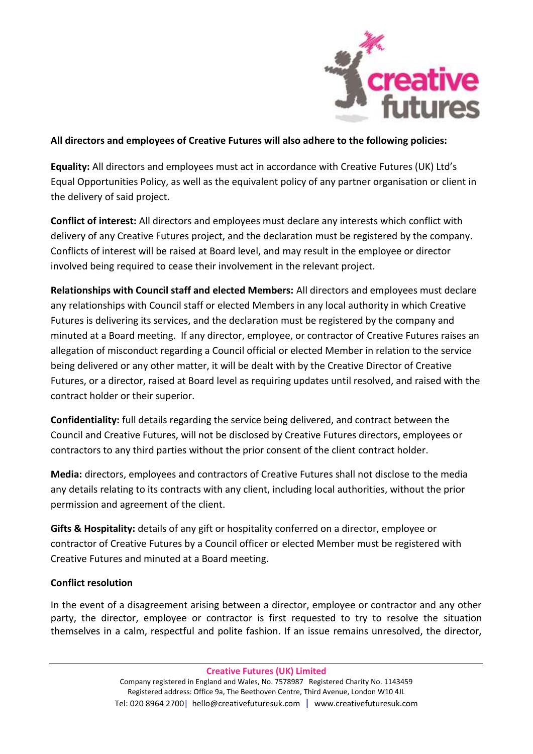**All directors and employees of Creative Futures will also adhere to the following policies:**

**Equality:** All directors and employees must act in accordance with Creative Futures (UK) Ltd's Equal Opportunities Policy, as well as the equivalent policy of any partner organisation or client in the delivery of said project.

**Conflict of interest:** All directors and employees must declare any interests which conflict with delivery of any Creative Futures project, and the declaration must be registered by the company. Conflicts of interest will be raised at Board level, and may result in the employee or director involved being required to cease their involvement in the relevant project.

**Relationships with Council staff and elected Members:** All directors and employees must declare any relationships with Council staff or elected Members in any local authority in which Creative Futures is delivering its services, and the declaration must be registered by the company and minuted at a Board meeting. If any director, employee, or contractor of Creative Futures raises an allegation of misconduct regarding a Council official or elected Member in relation to the service being delivered or any other matter, it will be dealt with by the Creative Director of Creative Futures, or a director, raised at Board level as requiring updates until resolved, and raised with the contract holder or their superior.

**Confidentiality:** full details regarding the service being delivered, and contract between the Council and Creative Futures, will not be disclosed by Creative Futures directors, employees or contractors to any third parties without the prior consent of the client contract holder.

**Media:** directors, employees and contractors of Creative Futures shall not disclose to the media any details relating to its contracts with any client, including local authorities, without the prior permission and agreement of the client.

**Gifts & Hospitality:** details of any gift or hospitality conferred on a director, employee or contractor of Creative Futures by a Council officer or elected Member must be registered with Creative Futures and minuted at a Board meeting.

**Conflict resolution**

In the event of a disagreement arising between a director, employee or contractor and any other party, the director, employee or contractor is first requested to try to resolve the situation themselves in a calm, respectful and polite fashion. If an issue remains unresolved, the director,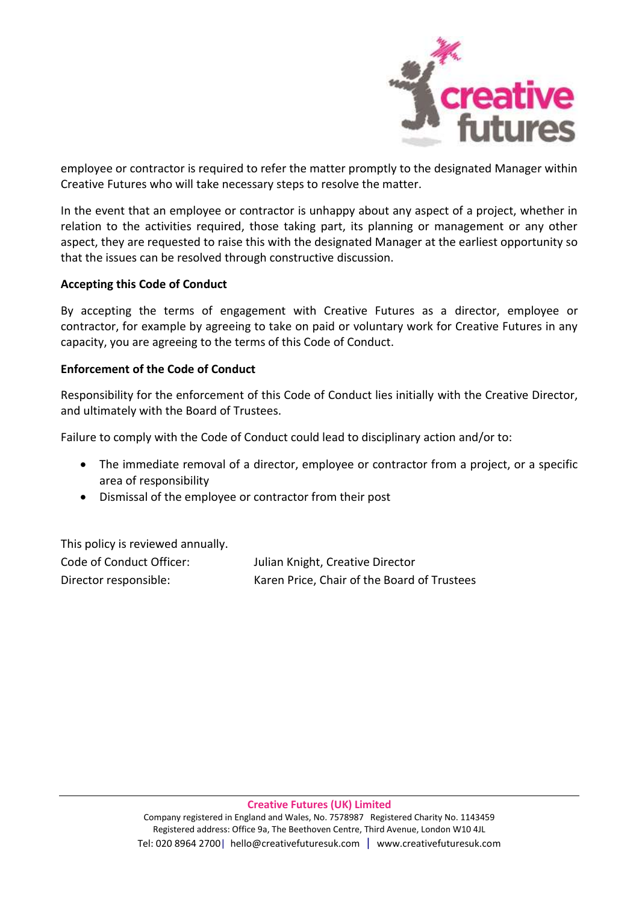employee or contractor is required to refer the matter promptly to the designated Manager within Creative Futures who will take necessary steps to resolve the matter.

In the event that an employee or contractor is unhappy about any aspect of a project, whether in relation to the activities required, those taking part, its planning or management or any other aspect, they are requested to raise this with the designated Manager at the earliest opportunity so that the issues can be resolved through constructive discussion.

**Accepting this Code of Conduct**

By accepting the terms of engagement with Creative Futures as a director, employee or contractor, for example by agreeing to take on paid or voluntary work for Creative Futures in any capacity, you are agreeing to the terms of this Code of Conduct.

**Enforcement of the Code of Conduct**

Responsibility for the enforcement of this Code of Conduct lies initially with the Creative Director, and ultimately with the Board of Trustees.

Failure to comply with the Code of Conduct could lead to disciplinary action and/or to:

- The immediate removal of a director, employee or contractor from a project, or a specific area of responsibility
- Dismissal of the employee or contractor from their post

This policy is reviewed annually.

Code of Conduct Officer: Julian Knight, Creative Director

Director responsible: Karen Price, Chair of the Board of Trustees